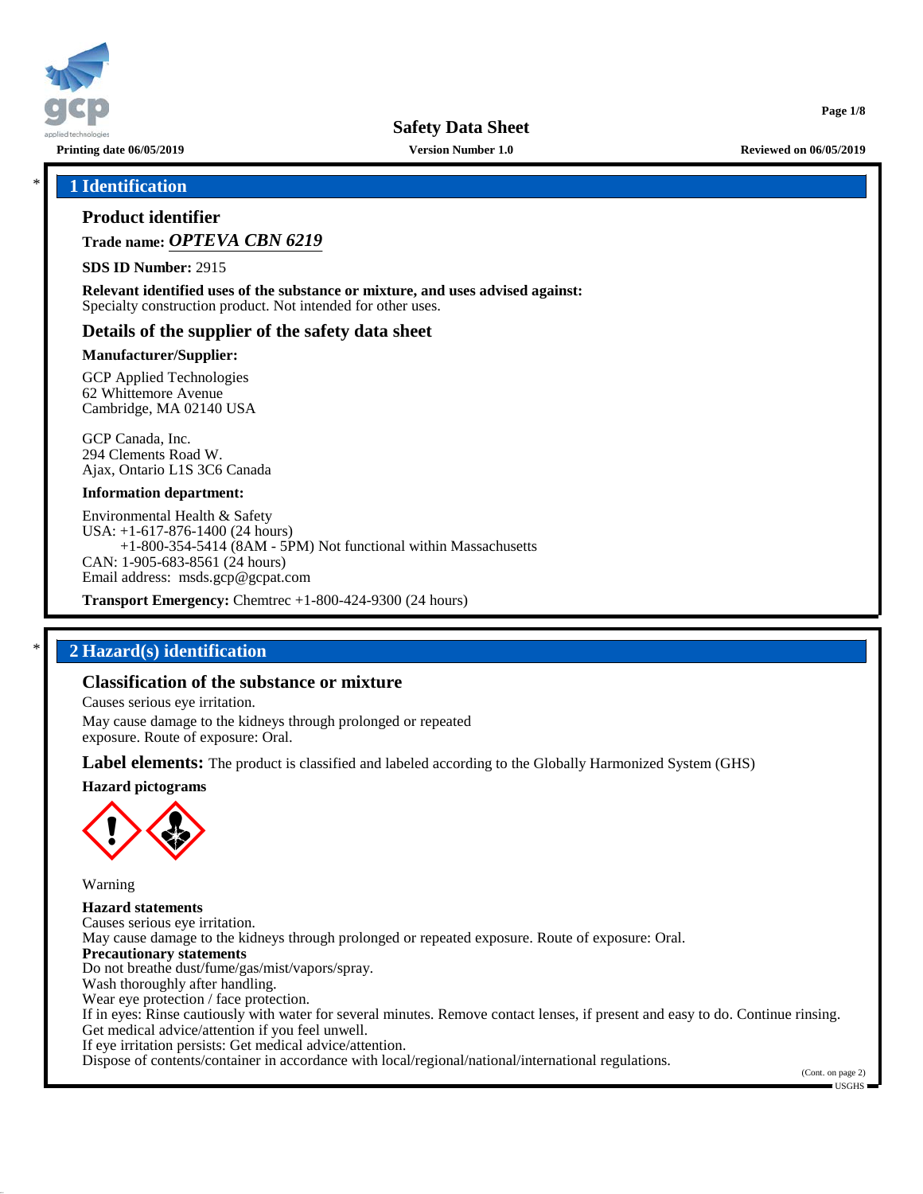# Safety Data Sheet

Printing date 06/05/2019 | Version Number 1.0 | Reviewed on 06/05/2019

## 1 Identification

### Product identifier

**Trade name:** ***OPTEVA CBN 6219***

**SDS ID Number:** 2915

**Relevant identified uses of the substance or mixture, and uses advised against:**
Specialty construction product. Not intended for other uses.

### Details of the supplier of the safety data sheet

**Manufacturer/Supplier:**

GCP Applied Technologies
62 Whittemore Avenue
Cambridge, MA 02140 USA

GCP Canada, Inc.
294 Clements Road W.
Ajax, Ontario L1S 3C6 Canada

**Information department:**

Environmental Health & Safety
USA: +1-617-876-1400 (24 hours)
+1-800-354-5414 (8AM - 5PM) Not functional within Massachusetts
CAN: 1-905-683-8561 (24 hours)
Email address: msds.gcp@gcpat.com

**Transport Emergency:** Chemtrec +1-800-424-9300 (24 hours)

## 2 Hazard(s) identification

### Classification of the substance or mixture

Causes serious eye irritation.

May cause damage to the kidneys through prolonged or repeated exposure. Route of exposure: Oral.

**Label elements:** The product is classified and labeled according to the Globally Harmonized System (GHS)

**Hazard pictograms**

Warning

**Hazard statements**
Causes serious eye irritation.
May cause damage to the kidneys through prolonged or repeated exposure. Route of exposure: Oral.

**Precautionary statements**
Do not breathe dust/fume/gas/mist/vapors/spray.
Wash thoroughly after handling.
Wear eye protection / face protection.
If in eyes: Rinse cautiously with water for several minutes. Remove contact lenses, if present and easy to do. Continue rinsing.
Get medical advice/attention if you feel unwell.
If eye irritation persists: Get medical advice/attention.
Dispose of contents/container in accordance with local/regional/national/international regulations.

(Cont. on page 2)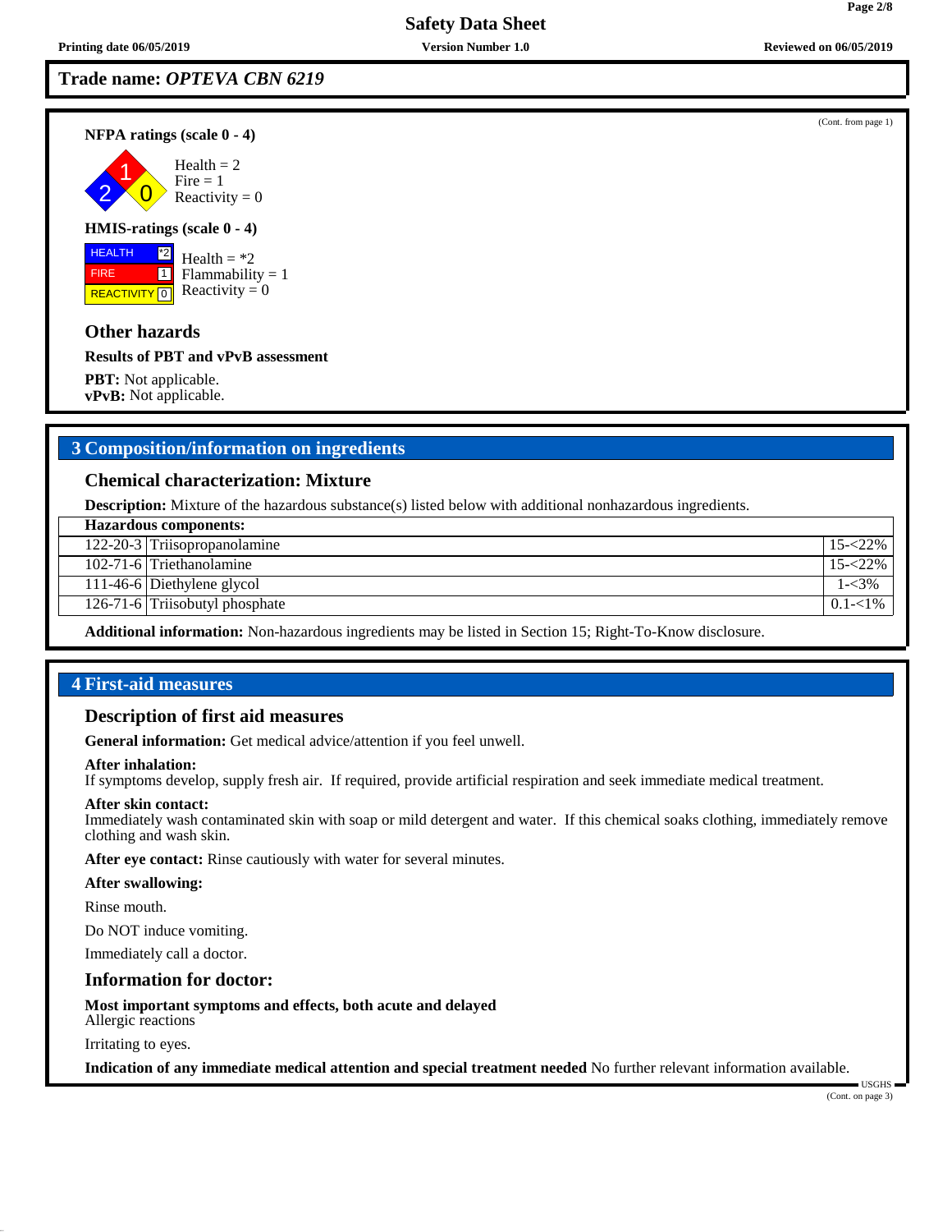Trade name: *OPTEVA CBN 6219*

(Cont. from page 1)

**NFPA ratings (scale 0 - 4)**

Health = 2
Fire = 1
Reactivity = 0

**HMIS-ratings (scale 0 - 4)**

| HEALTH | *2 |
|---|---|
| FIRE | 1 |
| REACTIVITY | 0 |

Health = *2
Flammability = 1
Reactivity = 0

### Other hazards

**Results of PBT and vPvB assessment**

**PBT:** Not applicable.
**vPvB:** Not applicable.

## 3 Composition/information on ingredients

### Chemical characterization: Mixture

**Description:** Mixture of the hazardous substance(s) listed below with additional nonhazardous ingredients.

| Hazardous components: | | |
|---|---|---|
| 122-20-3 | Triisopropanolamine | 15-<22% |
| 102-71-6 | Triethanolamine | 15-<22% |
| 111-46-6 | Diethylene glycol | 1-<3% |
| 126-71-6 | Triisobutyl phosphate | 0.1-<1% |

**Additional information:** Non-hazardous ingredients may be listed in Section 15; Right-To-Know disclosure.

## 4 First-aid measures

### Description of first aid measures

**General information:** Get medical advice/attention if you feel unwell.

**After inhalation:**
If symptoms develop, supply fresh air. If required, provide artificial respiration and seek immediate medical treatment.

**After skin contact:**
Immediately wash contaminated skin with soap or mild detergent and water. If this chemical soaks clothing, immediately remove clothing and wash skin.

**After eye contact:** Rinse cautiously with water for several minutes.

**After swallowing:**

Rinse mouth.

Do NOT induce vomiting.

Immediately call a doctor.

### Information for doctor:

**Most important symptoms and effects, both acute and delayed**
Allergic reactions

Irritating to eyes.

**Indication of any immediate medical attention and special treatment needed** No further relevant information available.

(Cont. on page 3)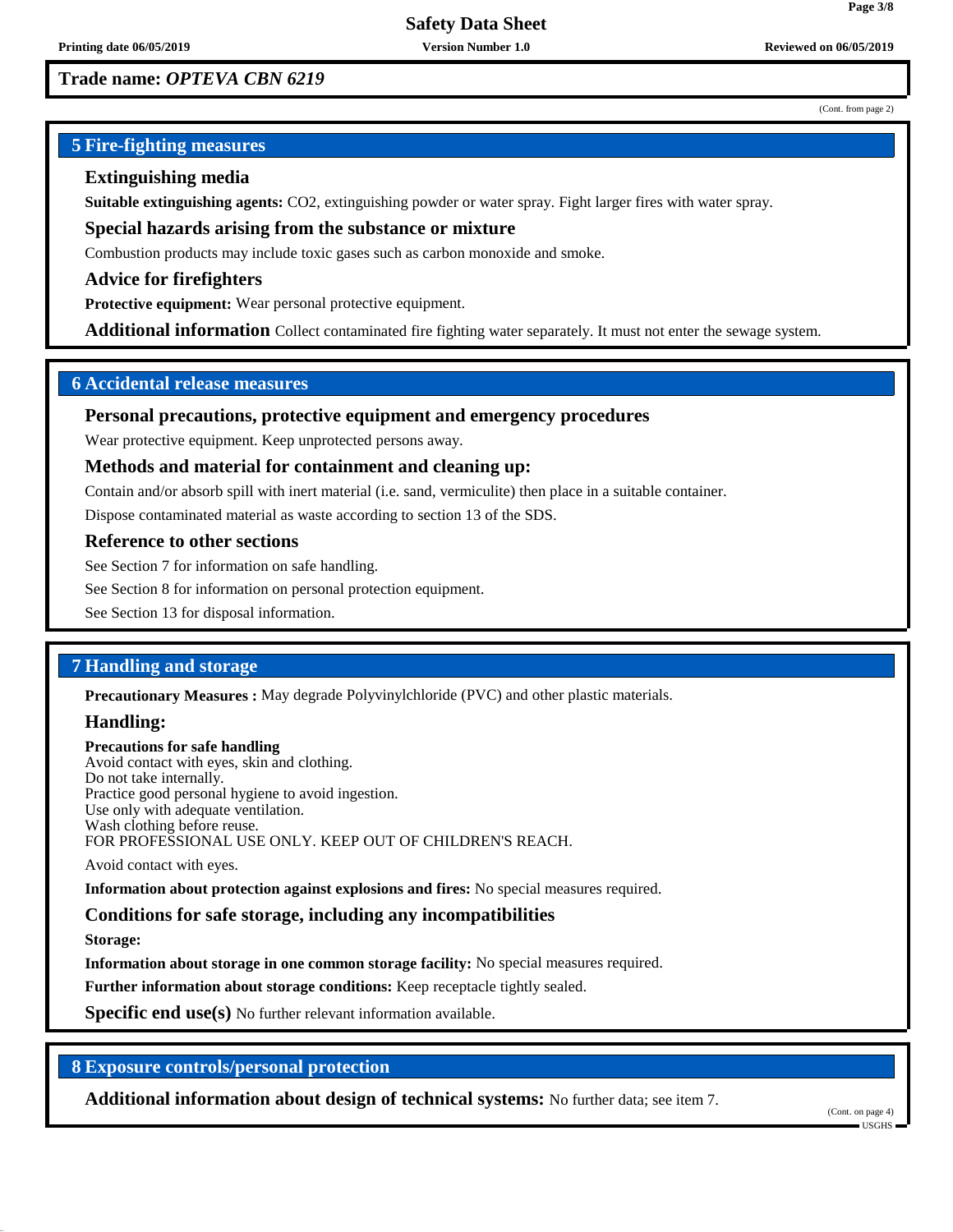**Trade name:** ***OPTEVA CBN 6219***

(Cont. from page 2)

## 5 Fire-fighting measures

### Extinguishing media

**Suitable extinguishing agents:** $CO_2$, extinguishing powder or water spray. Fight larger fires with water spray.

### Special hazards arising from the substance or mixture

Combustion products may include toxic gases such as carbon monoxide and smoke.

### Advice for firefighters

**Protective equipment:** Wear personal protective equipment.

**Additional information** Collect contaminated fire fighting water separately. It must not enter the sewage system.

## 6 Accidental release measures

### Personal precautions, protective equipment and emergency procedures

Wear protective equipment. Keep unprotected persons away.

### Methods and material for containment and cleaning up:

Contain and/or absorb spill with inert material (i.e. sand, vermiculite) then place in a suitable container.

Dispose contaminated material as waste according to section 13 of the SDS.

### Reference to other sections

See Section 7 for information on safe handling.

See Section 8 for information on personal protection equipment.

See Section 13 for disposal information.

## 7 Handling and storage

**Precautionary Measures :** May degrade Polyvinylchloride (PVC) and other plastic materials.

### Handling:

**Precautions for safe handling**
Avoid contact with eyes, skin and clothing.
Do not take internally.
Practice good personal hygiene to avoid ingestion.
Use only with adequate ventilation.
Wash clothing before reuse.
FOR PROFESSIONAL USE ONLY. KEEP OUT OF CHILDREN'S REACH.

Avoid contact with eyes.

**Information about protection against explosions and fires:** No special measures required.

### Conditions for safe storage, including any incompatibilities

**Storage:**

**Information about storage in one common storage facility:** No special measures required.

**Further information about storage conditions:** Keep receptacle tightly sealed.

**Specific end use(s)** No further relevant information available.

## 8 Exposure controls/personal protection

**Additional information about design of technical systems:** No further data; see item 7.

(Cont. on page 4)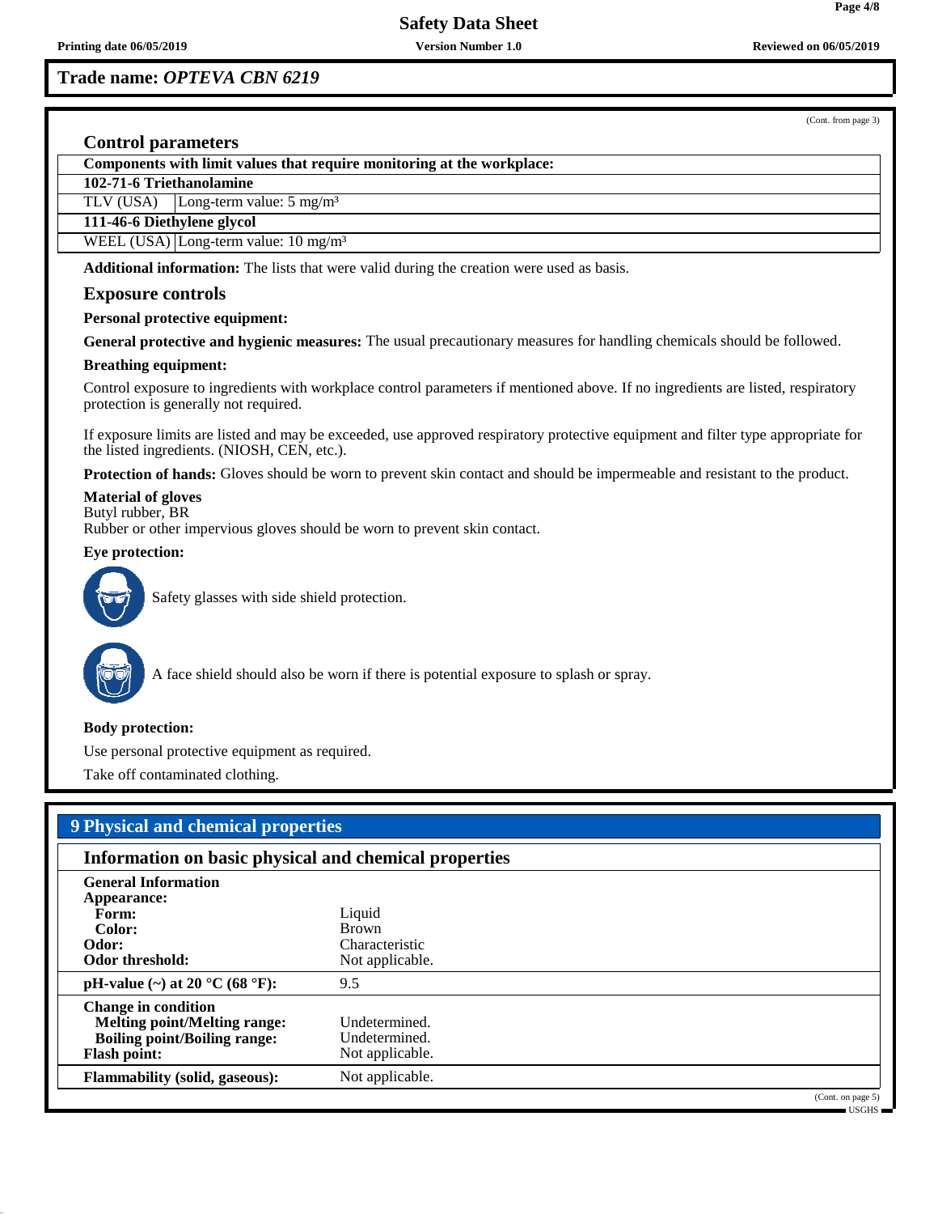**Trade name:** ***OPTEVA CBN 6219***

(Cont. from page 3)

## Control parameters

| Components with limit values that require monitoring at the workplace: | |
|---|---|
| **102-71-6 Triethanolamine** | |
| TLV (USA) | Long-term value: 5 mg/m³ |
| **111-46-6 Diethylene glycol** | |
| WEEL (USA) | Long-term value: 10 mg/m³ |

**Additional information:** The lists that were valid during the creation were used as basis.

## Exposure controls

**Personal protective equipment:**

**General protective and hygienic measures:** The usual precautionary measures for handling chemicals should be followed.

**Breathing equipment:**

Control exposure to ingredients with workplace control parameters if mentioned above. If no ingredients are listed, respiratory protection is generally not required.

If exposure limits are listed and may be exceeded, use approved respiratory protective equipment and filter type appropriate for the listed ingredients. (NIOSH, CEN, etc.).

**Protection of hands:** Gloves should be worn to prevent skin contact and should be impermeable and resistant to the product.

**Material of gloves**
Butyl rubber, BR
Rubber or other impervious gloves should be worn to prevent skin contact.

**Eye protection:**

Safety glasses with side shield protection.

A face shield should also be worn if there is potential exposure to splash or spray.

**Body protection:**

Use personal protective equipment as required.

Take off contaminated clothing.

# 9 Physical and chemical properties

## Information on basic physical and chemical properties

| | |
|---|---|
| **General Information** | |
| **Appearance:** | |
| **Form:** | Liquid |
| **Color:** | Brown |
| **Odor:** | Characteristic |
| **Odor threshold:** | Not applicable. |
| **pH-value (~) at 20 °C (68 °F):** | 9.5 |
| **Change in condition** | |
| **Melting point/Melting range:** | Undetermined. |
| **Boiling point/Boiling range:** | Undetermined. |
| **Flash point:** | Not applicable. |
| **Flammability (solid, gaseous):** | Not applicable. |

(Cont. on page 5)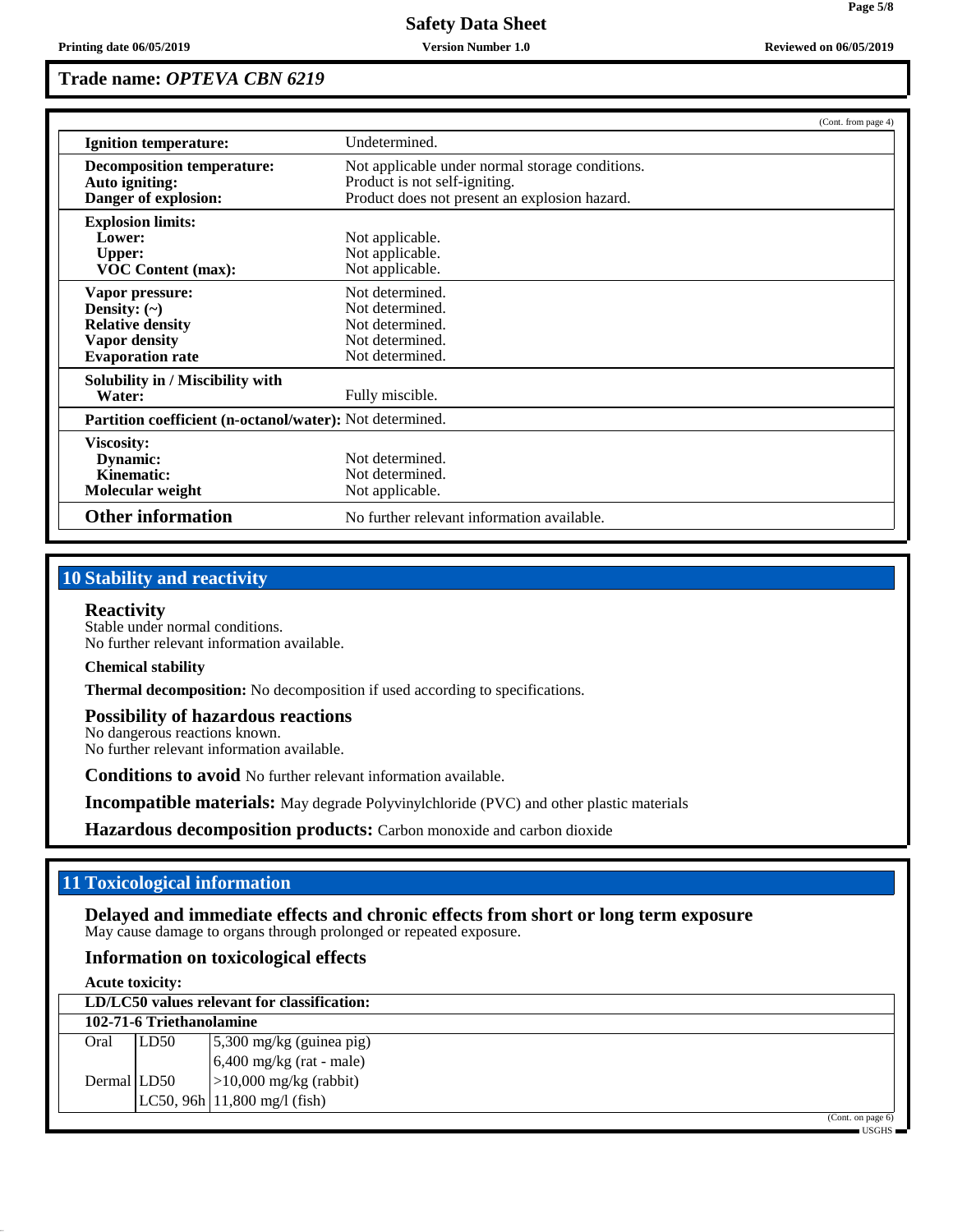**Trade name:** ***OPTEVA CBN 6219***

(Cont. from page 4)

| | |
|---|---|
| **Ignition temperature:** | Undetermined. |
| **Decomposition temperature:** | Not applicable under normal storage conditions. |
| **Auto igniting:** | Product is not self-igniting. |
| **Danger of explosion:** | Product does not present an explosion hazard. |
| **Explosion limits:** | |
| **Lower:** | Not applicable. |
| **Upper:** | Not applicable. |
| **VOC Content (max):** | Not applicable. |
| **Vapor pressure:** | Not determined. |
| **Density: (~)** | Not determined. |
| **Relative density** | Not determined. |
| **Vapor density** | Not determined. |
| **Evaporation rate** | Not determined. |
| **Solubility in / Miscibility with** | |
| **Water:** | Fully miscible. |
| **Partition coefficient (n-octanol/water):** | Not determined. |
| **Viscosity:** | |
| **Dynamic:** | Not determined. |
| **Kinematic:** | Not determined. |
| **Molecular weight** | Not applicable. |
| **Other information** | No further relevant information available. |

## 10 Stability and reactivity

### Reactivity
Stable under normal conditions.
No further relevant information available.

**Chemical stability**

**Thermal decomposition:** No decomposition if used according to specifications.

### Possibility of hazardous reactions
No dangerous reactions known.
No further relevant information available.

**Conditions to avoid** No further relevant information available.

**Incompatible materials:** May degrade Polyvinylchloride (PVC) and other plastic materials

**Hazardous decomposition products:** Carbon monoxide and carbon dioxide

## 11 Toxicological information

### Delayed and immediate effects and chronic effects from short or long term exposure
May cause damage to organs through prolonged or repeated exposure.

### Information on toxicological effects

**Acute toxicity:**

| **LD/LC50 values relevant for classification:** | | |
|---|---|---|
| **102-71-6 Triethanolamine** | | |
| Oral | LD50 | 5,300 mg/kg (guinea pig) |
| | | 6,400 mg/kg (rat - male) |
| Dermal | LD50 | >10,000 mg/kg (rabbit) |
| | LC50, 96h | 11,800 mg/l (fish) |

(Cont. on page 6)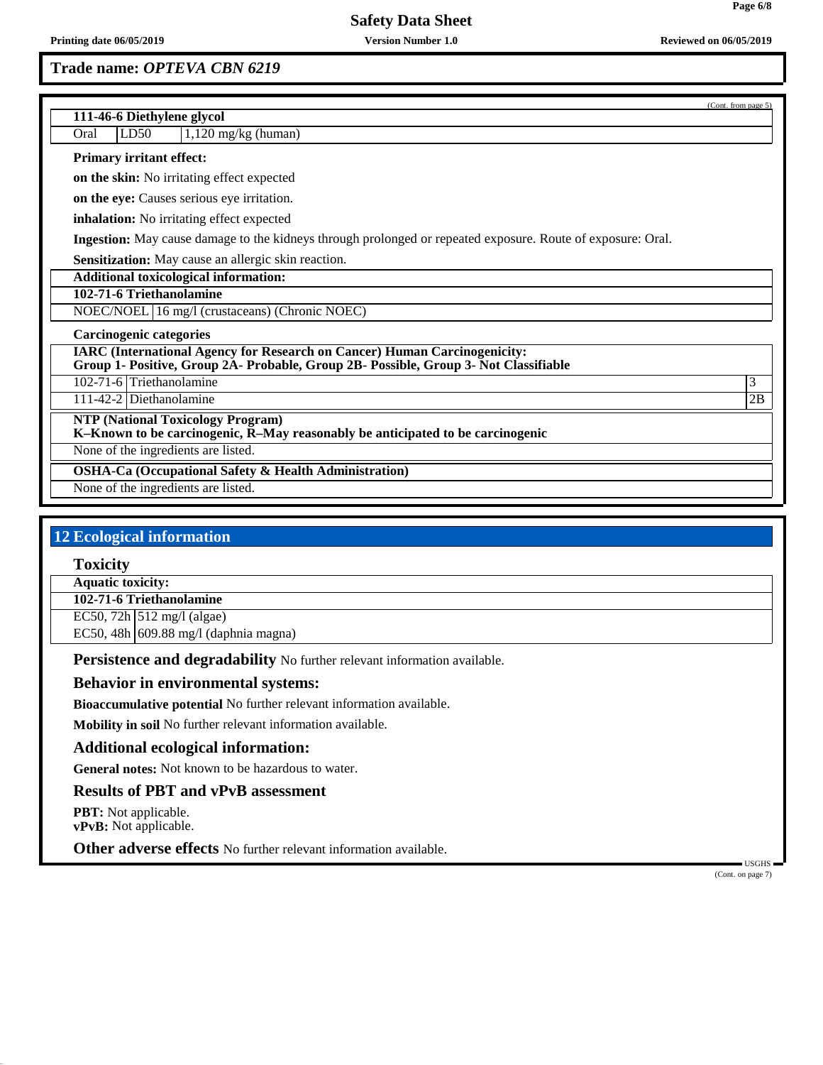**Trade name: *OPTEVA CBN 6219***

(Cont. from page 5)

| 111-46-6 Diethylene glycol | | |
|---|---|---|
| Oral | LD50 | 1,120 mg/kg (human) |

**Primary irritant effect:**

**on the skin:** No irritating effect expected

**on the eye:** Causes serious eye irritation.

**inhalation:** No irritating effect expected

**Ingestion:** May cause damage to the kidneys through prolonged or repeated exposure. Route of exposure: Oral.

**Sensitization:** May cause an allergic skin reaction.

**Additional toxicological information:**

| 102-71-6 Triethanolamine | |
|---|---|
| NOEC/NOEL | 16 mg/l (crustaceans) (Chronic NOEC) |

**Carcinogenic categories**

| IARC (International Agency for Research on Cancer) Human Carcinogenicity: Group 1- Positive, Group 2A- Probable, Group 2B- Possible, Group 3- Not Classifiable | | |
|---|---|---|
| 102-71-6 | Triethanolamine | 3 |
| 111-42-2 | Diethanolamine | 2B |

| NTP (National Toxicology Program) K–Known to be carcinogenic, R–May reasonably be anticipated to be carcinogenic |
|---|
| None of the ingredients are listed. |

| OSHA-Ca (Occupational Safety & Health Administration) |
|---|
| None of the ingredients are listed. |

## 12 Ecological information

### Toxicity

**Aquatic toxicity:**

| 102-71-6 Triethanolamine | |
|---|---|
| EC50, 72h | 512 mg/l (algae) |
| EC50, 48h | 609.88 mg/l (daphnia magna) |

**Persistence and degradability** No further relevant information available.

### Behavior in environmental systems:

**Bioaccumulative potential** No further relevant information available.

**Mobility in soil** No further relevant information available.

### Additional ecological information:

**General notes:** Not known to be hazardous to water.

### Results of PBT and vPvB assessment

**PBT:** Not applicable.
**vPvB:** Not applicable.

**Other adverse effects** No further relevant information available.

(Cont. on page 7)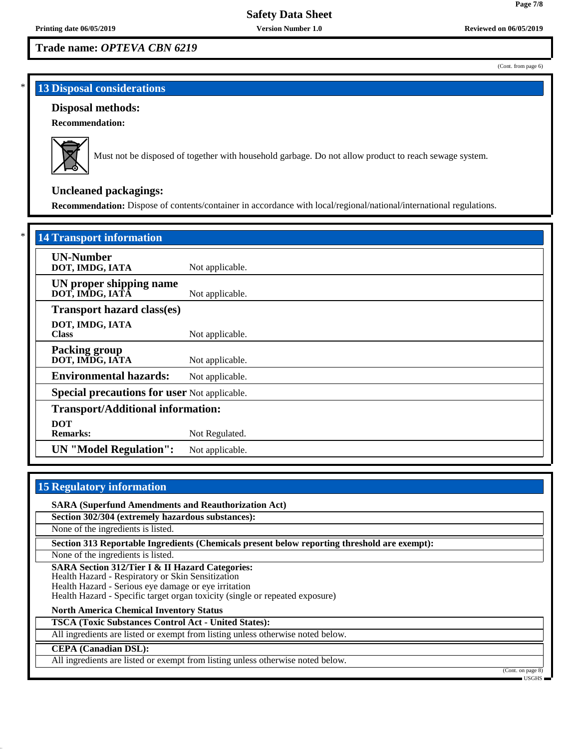**Trade name: *OPTEVA CBN 6219***

(Cont. from page 6)

## 13 Disposal considerations

### Disposal methods:

**Recommendation:**

Must not be disposed of together with household garbage. Do not allow product to reach sewage system.

### Uncleaned packagings:

**Recommendation:** Dispose of contents/container in accordance with local/regional/national/international regulations.

## 14 Transport information

| | |
|---|---|
| **UN-Number**<br>**DOT, IMDG, IATA** | Not applicable. |
| **UN proper shipping name**<br>**DOT, IMDG, IATA** | Not applicable. |
| **Transport hazard class(es)**<br>**DOT, IMDG, IATA**<br>**Class** | Not applicable. |
| **Packing group**<br>**DOT, IMDG, IATA** | Not applicable. |
| **Environmental hazards:** | Not applicable. |
| **Special precautions for user** | Not applicable. |
| **Transport/Additional information:**<br>**DOT**<br>**Remarks:** | Not Regulated. |
| **UN "Model Regulation":** | Not applicable. |

## 15 Regulatory information

**SARA (Superfund Amendments and Reauthorization Act)**

**Section 302/304 (extremely hazardous substances):**

None of the ingredients is listed.

**Section 313 Reportable Ingredients (Chemicals present below reporting threshold are exempt):**

None of the ingredients is listed.

**SARA Section 312/Tier I & II Hazard Categories:**
Health Hazard - Respiratory or Skin Sensitization
Health Hazard - Serious eye damage or eye irritation
Health Hazard - Specific target organ toxicity (single or repeated exposure)

**North America Chemical Inventory Status**

**TSCA (Toxic Substances Control Act - United States):**

All ingredients are listed or exempt from listing unless otherwise noted below.

**CEPA (Canadian DSL):**

All ingredients are listed or exempt from listing unless otherwise noted below.

(Cont. on page 8)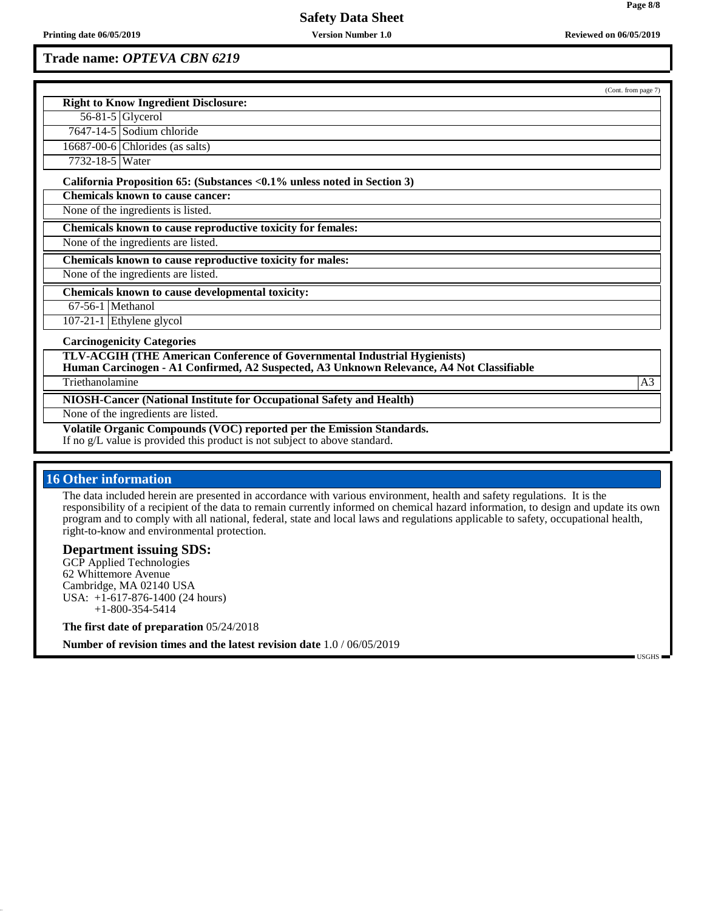Trade name: *OPTEVA CBN 6219*

(Cont. from page 7)

**Right to Know Ingredient Disclosure:**

| | |
|---|---|
| 56-81-5 | Glycerol |
| 7647-14-5 | Sodium chloride |
| 16687-00-6 | Chlorides (as salts) |
| 7732-18-5 | Water |

**California Proposition 65: (Substances <0.1% unless noted in Section 3)**

**Chemicals known to cause cancer:**

None of the ingredients is listed.

**Chemicals known to cause reproductive toxicity for females:**

None of the ingredients are listed.

**Chemicals known to cause reproductive toxicity for males:**

None of the ingredients are listed.

**Chemicals known to cause developmental toxicity:**

| | |
|---|---|
| 67-56-1 | Methanol |
| 107-21-1 | Ethylene glycol |

**Carcinogenicity Categories**

**TLV-ACGIH (THE American Conference of Governmental Industrial Hygienists)**
**Human Carcinogen - A1 Confirmed, A2 Suspected, A3 Unknown Relevance, A4 Not Classifiable**

| | |
|---|---|
| Triethanolamine | A3 |

**NIOSH-Cancer (National Institute for Occupational Safety and Health)**

None of the ingredients are listed.

**Volatile Organic Compounds (VOC) reported per the Emission Standards.**
If no g/L value is provided this product is not subject to above standard.

## 16 Other information

The data included herein are presented in accordance with various environment, health and safety regulations. It is the responsibility of a recipient of the data to remain currently informed on chemical hazard information, to design and update its own program and to comply with all national, federal, state and local laws and regulations applicable to safety, occupational health, right-to-know and environmental protection.

### Department issuing SDS:

GCP Applied Technologies
62 Whittemore Avenue
Cambridge, MA 02140 USA
USA: +1-617-876-1400 (24 hours)
+1-800-354-5414

**The first date of preparation** 05/24/2018

**Number of revision times and the latest revision date** 1.0 / 06/05/2019